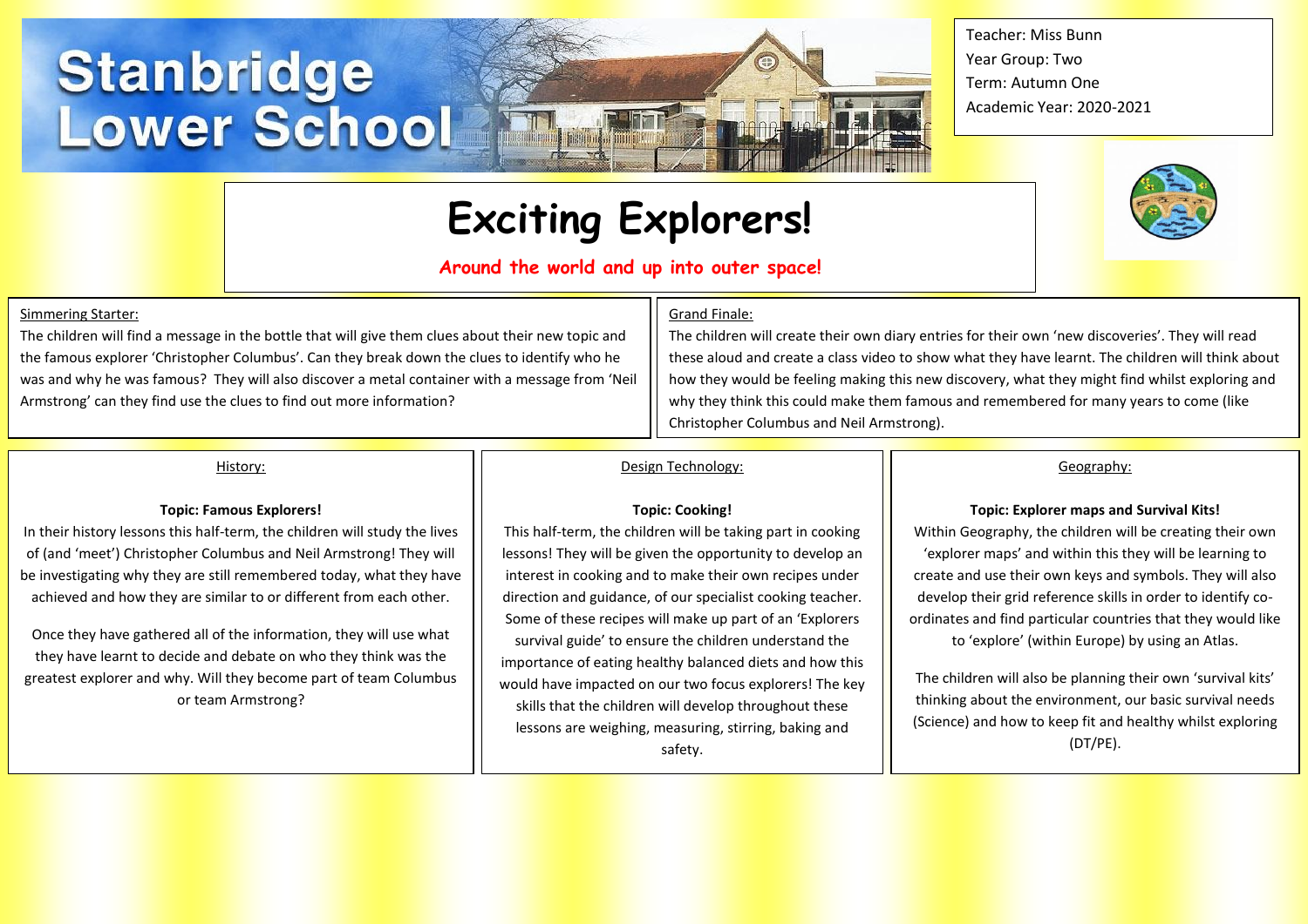# Stanbridge Lower School

Teacher: Miss Bunn
Year Group: Two
Term: Autumn One
Academic Year: 2020-2021

# Exciting Explorers!

**Around the world and up into outer space!**

## Simmering Starter:

The children will find a message in the bottle that will give them clues about their new topic and the famous explorer 'Christopher Columbus'. Can they break down the clues to identify who he was and why he was famous? They will also discover a metal container with a message from 'Neil Armstrong' can they find use the clues to find out more information?

## Grand Finale:

The children will create their own diary entries for their own 'new discoveries'. They will read these aloud and create a class video to show what they have learnt. The children will think about how they would be feeling making this new discovery, what they might find whilst exploring and why they think this could make them famous and remembered for many years to come (like Christopher Columbus and Neil Armstrong).

## History:

**Topic: Famous Explorers!**

In their history lessons this half-term, the children will study the lives of (and 'meet') Christopher Columbus and Neil Armstrong! They will be investigating why they are still remembered today, what they have achieved and how they are similar to or different from each other.

Once they have gathered all of the information, they will use what they have learnt to decide and debate on who they think was the greatest explorer and why. Will they become part of team Columbus or team Armstrong?

## Design Technology:

**Topic: Cooking!**

This half-term, the children will be taking part in cooking lessons! They will be given the opportunity to develop an interest in cooking and to make their own recipes under direction and guidance, of our specialist cooking teacher. Some of these recipes will make up part of an 'Explorers survival guide' to ensure the children understand the importance of eating healthy balanced diets and how this would have impacted on our two focus explorers! The key skills that the children will develop throughout these lessons are weighing, measuring, stirring, baking and safety.

## Geography:

**Topic: Explorer maps and Survival Kits!**

Within Geography, the children will be creating their own 'explorer maps' and within this they will be learning to create and use their own keys and symbols. They will also develop their grid reference skills in order to identify co-ordinates and find particular countries that they would like to 'explore' (within Europe) by using an Atlas.

The children will also be planning their own 'survival kits' thinking about the environment, our basic survival needs (Science) and how to keep fit and healthy whilst exploring (DT/PE).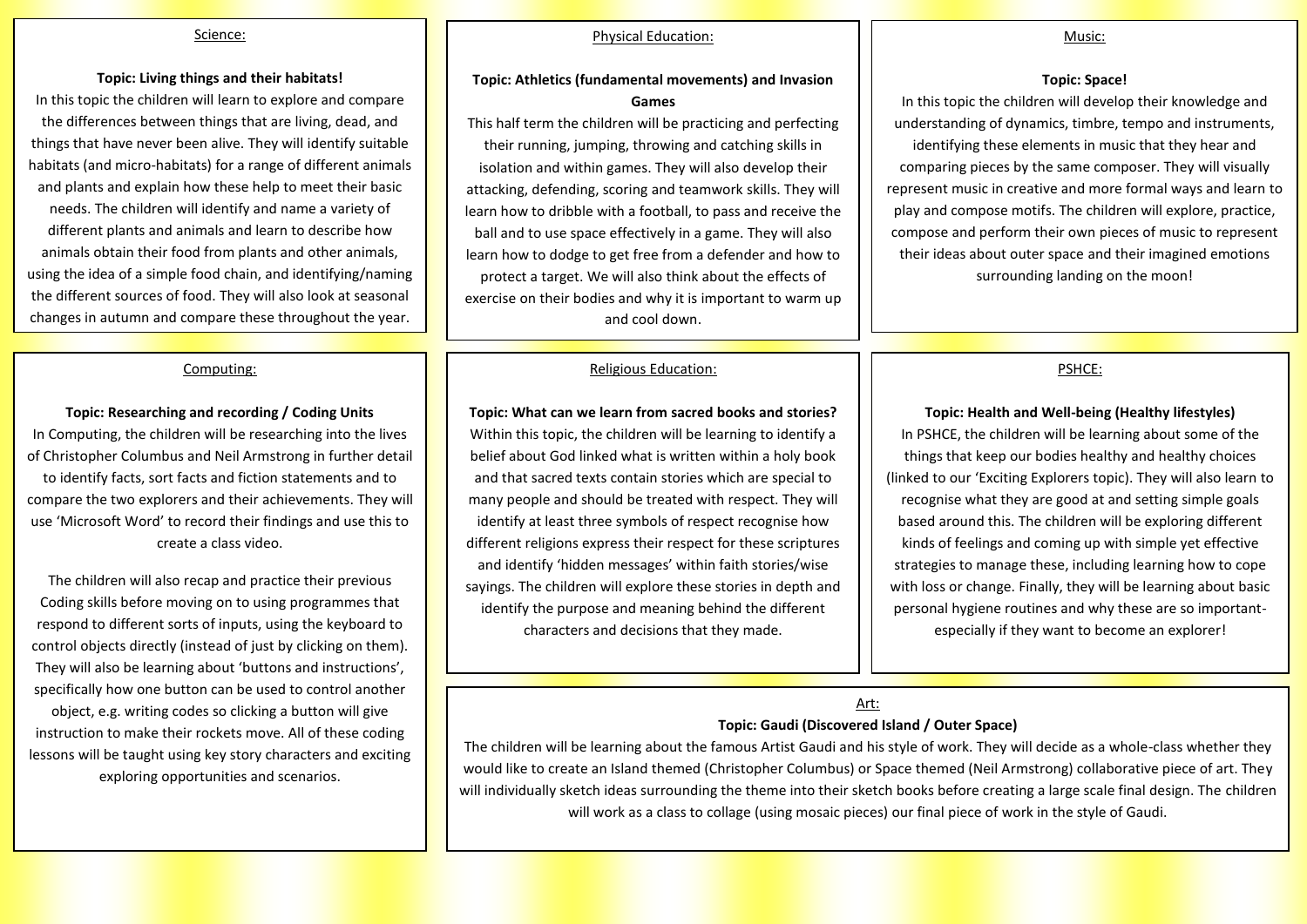## Science:

**Topic: Living things and their habitats!**

In this topic the children will learn to explore and compare the differences between things that are living, dead, and things that have never been alive. They will identify suitable habitats (and micro-habitats) for a range of different animals and plants and explain how these help to meet their basic needs. The children will identify and name a variety of different plants and animals and learn to describe how animals obtain their food from plants and other animals, using the idea of a simple food chain, and identifying/naming the different sources of food. They will also look at seasonal changes in autumn and compare these throughout the year.

## Physical Education:

**Topic: Athletics (fundamental movements) and Invasion Games**

This half term the children will be practicing and perfecting their running, jumping, throwing and catching skills in isolation and within games. They will also develop their attacking, defending, scoring and teamwork skills. They will learn how to dribble with a football, to pass and receive the ball and to use space effectively in a game. They will also learn how to dodge to get free from a defender and how to protect a target. We will also think about the effects of exercise on their bodies and why it is important to warm up and cool down.

## Music:

**Topic: Space!**

In this topic the children will develop their knowledge and understanding of dynamics, timbre, tempo and instruments, identifying these elements in music that they hear and comparing pieces by the same composer. They will visually represent music in creative and more formal ways and learn to play and compose motifs. The children will explore, practice, compose and perform their own pieces of music to represent their ideas about outer space and their imagined emotions surrounding landing on the moon!

## Computing:

**Topic: Researching and recording / Coding Units**

In Computing, the children will be researching into the lives of Christopher Columbus and Neil Armstrong in further detail to identify facts, sort facts and fiction statements and to compare the two explorers and their achievements. They will use 'Microsoft Word' to record their findings and use this to create a class video.

The children will also recap and practice their previous Coding skills before moving on to using programmes that respond to different sorts of inputs, using the keyboard to control objects directly (instead of just by clicking on them). They will also be learning about 'buttons and instructions', specifically how one button can be used to control another object, e.g. writing codes so clicking a button will give instruction to make their rockets move. All of these coding lessons will be taught using key story characters and exciting exploring opportunities and scenarios.

## Religious Education:

**Topic: What can we learn from sacred books and stories?**

Within this topic, the children will be learning to identify a belief about God linked what is written within a holy book and that sacred texts contain stories which are special to many people and should be treated with respect. They will identify at least three symbols of respect recognise how different religions express their respect for these scriptures and identify 'hidden messages' within faith stories/wise sayings. The children will explore these stories in depth and identify the purpose and meaning behind the different characters and decisions that they made.

## PSHCE:

**Topic: Health and Well-being (Healthy lifestyles)**

In PSHCE, the children will be learning about some of the things that keep our bodies healthy and healthy choices (linked to our 'Exciting Explorers topic). They will also learn to recognise what they are good at and setting simple goals based around this. The children will be exploring different kinds of feelings and coming up with simple yet effective strategies to manage these, including learning how to cope with loss or change. Finally, they will be learning about basic personal hygiene routines and why these are so important- especially if they want to become an explorer!

## Art:

**Topic: Gaudi (Discovered Island / Outer Space)**

The children will be learning about the famous Artist Gaudi and his style of work. They will decide as a whole-class whether they would like to create an Island themed (Christopher Columbus) or Space themed (Neil Armstrong) collaborative piece of art. They will individually sketch ideas surrounding the theme into their sketch books before creating a large scale final design. The children will work as a class to collage (using mosaic pieces) our final piece of work in the style of Gaudi.